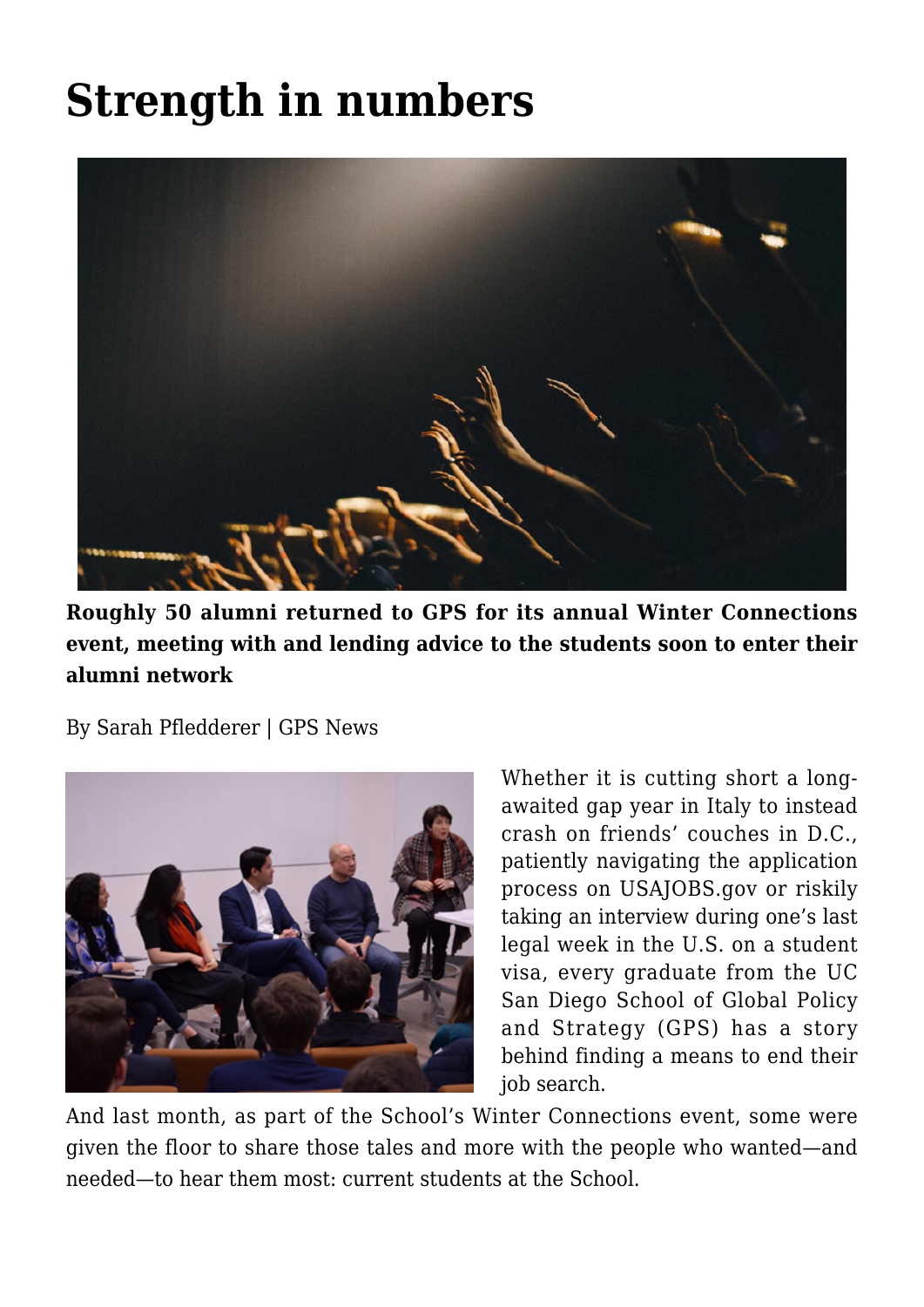# Strength in numbers

**Roughly 50 alumni returned to GPS for its annual Winter Connections event, meeting with and lending advice to the students soon to enter their alumni network**

By Sarah Pfledderer | GPS News

Whether it is cutting short a long-awaited gap year in Italy to instead crash on friends' couches in D.C., patiently navigating the application process on USAJOBS.gov or riskily taking an interview during one's last legal week in the U.S. on a student visa, every graduate from the UC San Diego School of Global Policy and Strategy (GPS) has a story behind finding a means to end their job search.

And last month, as part of the School's Winter Connections event, some were given the floor to share those tales and more with the people who wanted—and needed—to hear them most: current students at the School.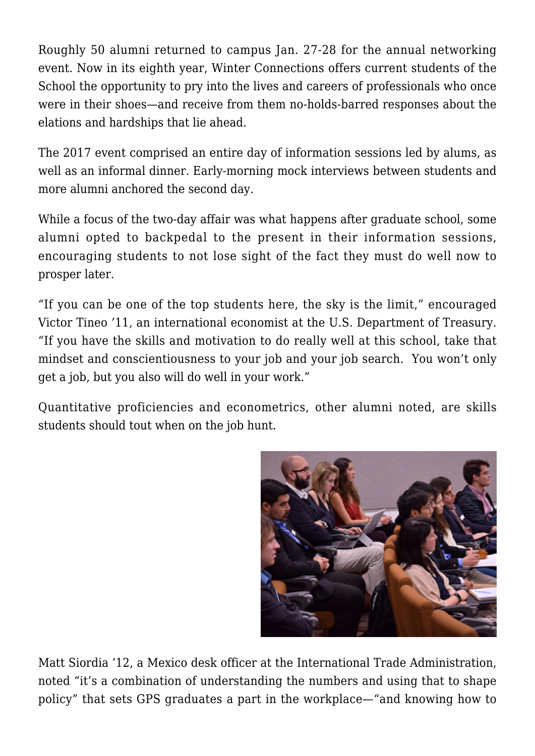Roughly 50 alumni returned to campus Jan. 27-28 for the annual networking event. Now in its eighth year, Winter Connections offers current students of the School the opportunity to pry into the lives and careers of professionals who once were in their shoes—and receive from them no-holds-barred responses about the elations and hardships that lie ahead.

The 2017 event comprised an entire day of information sessions led by alums, as well as an informal dinner. Early-morning mock interviews between students and more alumni anchored the second day.

While a focus of the two-day affair was what happens after graduate school, some alumni opted to backpedal to the present in their information sessions, encouraging students to not lose sight of the fact they must do well now to prosper later.

"If you can be one of the top students here, the sky is the limit," encouraged Victor Tineo '11, an international economist at the U.S. Department of Treasury. "If you have the skills and motivation to do really well at this school, take that mindset and conscientiousness to your job and your job search.  You won't only get a job, but you also will do well in your work."

Quantitative proficiencies and econometrics, other alumni noted, are skills students should tout when on the job hunt.

Matt Siordia '12, a Mexico desk officer at the International Trade Administration, noted "it's a combination of understanding the numbers and using that to shape policy" that sets GPS graduates a part in the workplace—"and knowing how to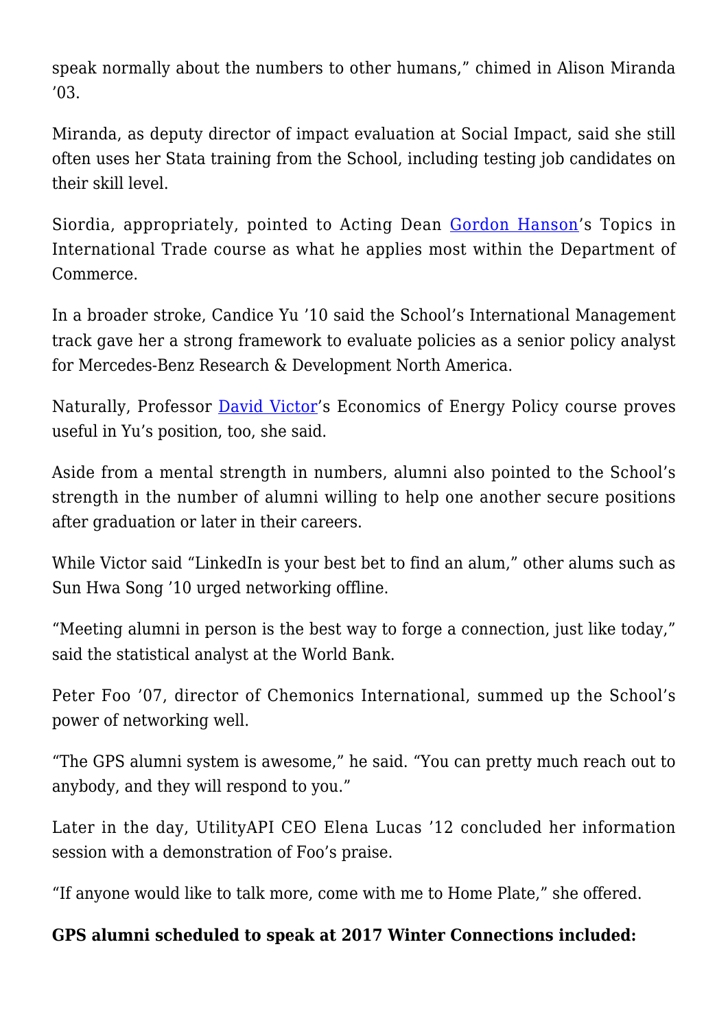speak normally about the numbers to other humans," chimed in Alison Miranda '03.

Miranda, as deputy director of impact evaluation at Social Impact, said she still often uses her Stata training from the School, including testing job candidates on their skill level.

Siordia, appropriately, pointed to Acting Dean Gordon Hanson's Topics in International Trade course as what he applies most within the Department of Commerce.

In a broader stroke, Candice Yu '10 said the School's International Management track gave her a strong framework to evaluate policies as a senior policy analyst for Mercedes-Benz Research & Development North America.

Naturally, Professor David Victor's Economics of Energy Policy course proves useful in Yu's position, too, she said.

Aside from a mental strength in numbers, alumni also pointed to the School's strength in the number of alumni willing to help one another secure positions after graduation or later in their careers.

While Victor said "LinkedIn is your best bet to find an alum," other alums such as Sun Hwa Song '10 urged networking offline.

"Meeting alumni in person is the best way to forge a connection, just like today," said the statistical analyst at the World Bank.

Peter Foo '07, director of Chemonics International, summed up the School's power of networking well.

"The GPS alumni system is awesome," he said. "You can pretty much reach out to anybody, and they will respond to you."

Later in the day, UtilityAPI CEO Elena Lucas '12 concluded her information session with a demonstration of Foo's praise.

"If anyone would like to talk more, come with me to Home Plate," she offered.

**GPS alumni scheduled to speak at 2017 Winter Connections included:**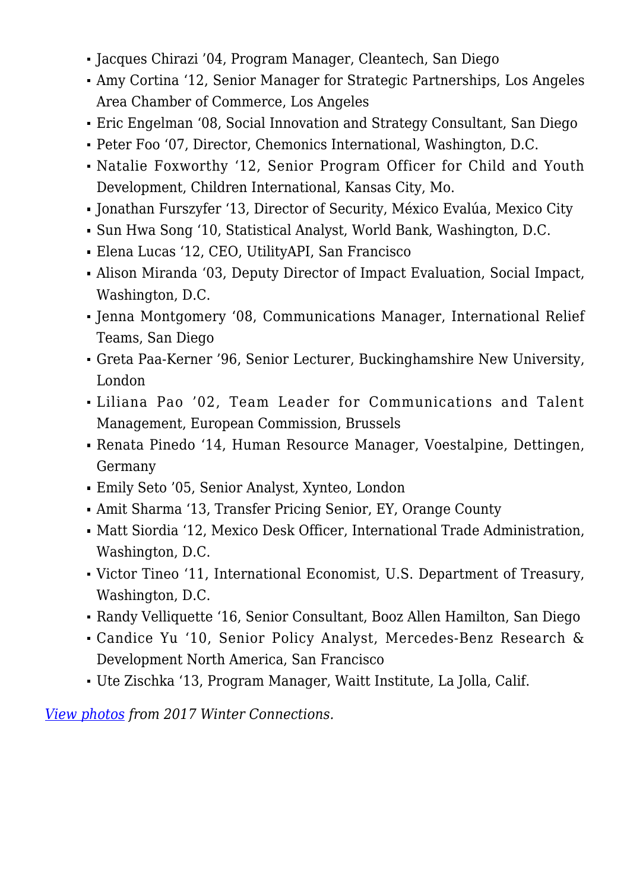- Jacques Chirazi ’04, Program Manager, Cleantech, San Diego
- Amy Cortina ‘12, Senior Manager for Strategic Partnerships, Los Angeles Area Chamber of Commerce, Los Angeles
- Eric Engelman ‘08, Social Innovation and Strategy Consultant, San Diego
- Peter Foo ‘07, Director, Chemonics International, Washington, D.C.
- Natalie Foxworthy ‘12, Senior Program Officer for Child and Youth Development, Children International, Kansas City, Mo.
- Jonathan Furszyfer ‘13, Director of Security, México Evalúa, Mexico City
- Sun Hwa Song ‘10, Statistical Analyst, World Bank, Washington, D.C.
- Elena Lucas ‘12, CEO, UtilityAPI, San Francisco
- Alison Miranda ‘03, Deputy Director of Impact Evaluation, Social Impact, Washington, D.C.
- Jenna Montgomery ‘08, Communications Manager, International Relief Teams, San Diego
- Greta Paa-Kerner ’96, Senior Lecturer, Buckinghamshire New University, London
- Liliana Pao ’02, Team Leader for Communications and Talent Management, European Commission, Brussels
- Renata Pinedo ‘14, Human Resource Manager, Voestalpine, Dettingen, Germany
- Emily Seto ’05, Senior Analyst, Xynteo, London
- Amit Sharma ‘13, Transfer Pricing Senior, EY, Orange County
- Matt Siordia ‘12, Mexico Desk Officer, International Trade Administration, Washington, D.C.
- Victor Tineo ‘11, International Economist, U.S. Department of Treasury, Washington, D.C.
- Randy Velliquette ‘16, Senior Consultant, Booz Allen Hamilton, San Diego
- Candice Yu ‘10, Senior Policy Analyst, Mercedes-Benz Research & Development North America, San Francisco
- Ute Zischka ‘13, Program Manager, Waitt Institute, La Jolla, Calif.

*View photos from 2017 Winter Connections.*